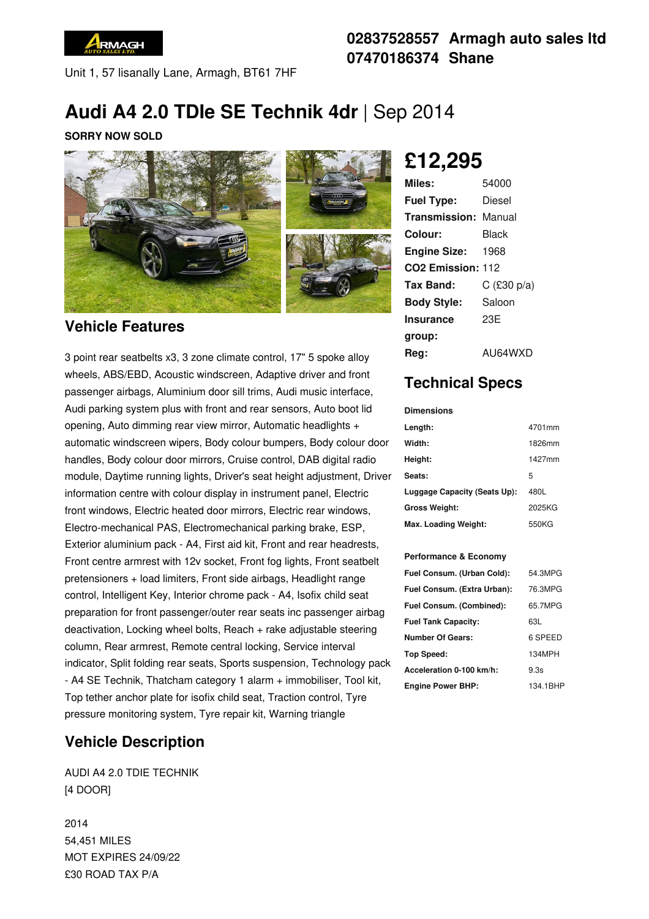**02837528557 Armagh auto sales ltd**
**07470186374 Shane**

Unit 1, 57 lisanally Lane, Armagh, BT61 7HF

# Audi A4 2.0 TDIe SE Technik 4dr | Sep 2014

**SORRY NOW SOLD**

## £12,295

| | |
|---|---|
| **Miles:** | 54000 |
| **Fuel Type:** | Diesel |
| **Transmission:** | Manual |
| **Colour:** | Black |
| **Engine Size:** | 1968 |
| **CO2 Emission:** | 112 |
| **Tax Band:** | C (£30 p/a) |
| **Body Style:** | Saloon |
| **Insurance group:** | 23E |
| **Reg:** | AU64WXD |

## Technical Specs

**Dimensions**

| | |
|---|---|
| **Length:** | 4701mm |
| **Width:** | 1826mm |
| **Height:** | 1427mm |
| **Seats:** | 5 |
| **Luggage Capacity (Seats Up):** | 480L |
| **Gross Weight:** | 2025KG |
| **Max. Loading Weight:** | 550KG |

**Performance & Economy**

| | |
|---|---|
| **Fuel Consum. (Urban Cold):** | 54.3MPG |
| **Fuel Consum. (Extra Urban):** | 76.3MPG |
| **Fuel Consum. (Combined):** | 65.7MPG |
| **Fuel Tank Capacity:** | 63L |
| **Number Of Gears:** | 6 SPEED |
| **Top Speed:** | 134MPH |
| **Acceleration 0-100 km/h:** | 9.3s |
| **Engine Power BHP:** | 134.1BHP |

## Vehicle Features

3 point rear seatbelts x3, 3 zone climate control, 17" 5 spoke alloy wheels, ABS/EBD, Acoustic windscreen, Adaptive driver and front passenger airbags, Aluminium door sill trims, Audi music interface, Audi parking system plus with front and rear sensors, Auto boot lid opening, Auto dimming rear view mirror, Automatic headlights + automatic windscreen wipers, Body colour bumpers, Body colour door handles, Body colour door mirrors, Cruise control, DAB digital radio module, Daytime running lights, Driver's seat height adjustment, Driver information centre with colour display in instrument panel, Electric front windows, Electric heated door mirrors, Electric rear windows, Electro-mechanical PAS, Electromechanical parking brake, ESP, Exterior aluminium pack - A4, First aid kit, Front and rear headrests, Front centre armrest with 12v socket, Front fog lights, Front seatbelt pretensioners + load limiters, Front side airbags, Headlight range control, Intelligent Key, Interior chrome pack - A4, Isofix child seat preparation for front passenger/outer rear seats inc passenger airbag deactivation, Locking wheel bolts, Reach + rake adjustable steering column, Rear armrest, Remote central locking, Service interval indicator, Split folding rear seats, Sports suspension, Technology pack - A4 SE Technik, Thatcham category 1 alarm + immobiliser, Tool kit, Top tether anchor plate for isofix child seat, Traction control, Tyre pressure monitoring system, Tyre repair kit, Warning triangle

## Vehicle Description

AUDI A4 2.0 TDIE TECHNIK
[4 DOOR]

2014
54,451 MILES
MOT EXPIRES 24/09/22
£30 ROAD TAX P/A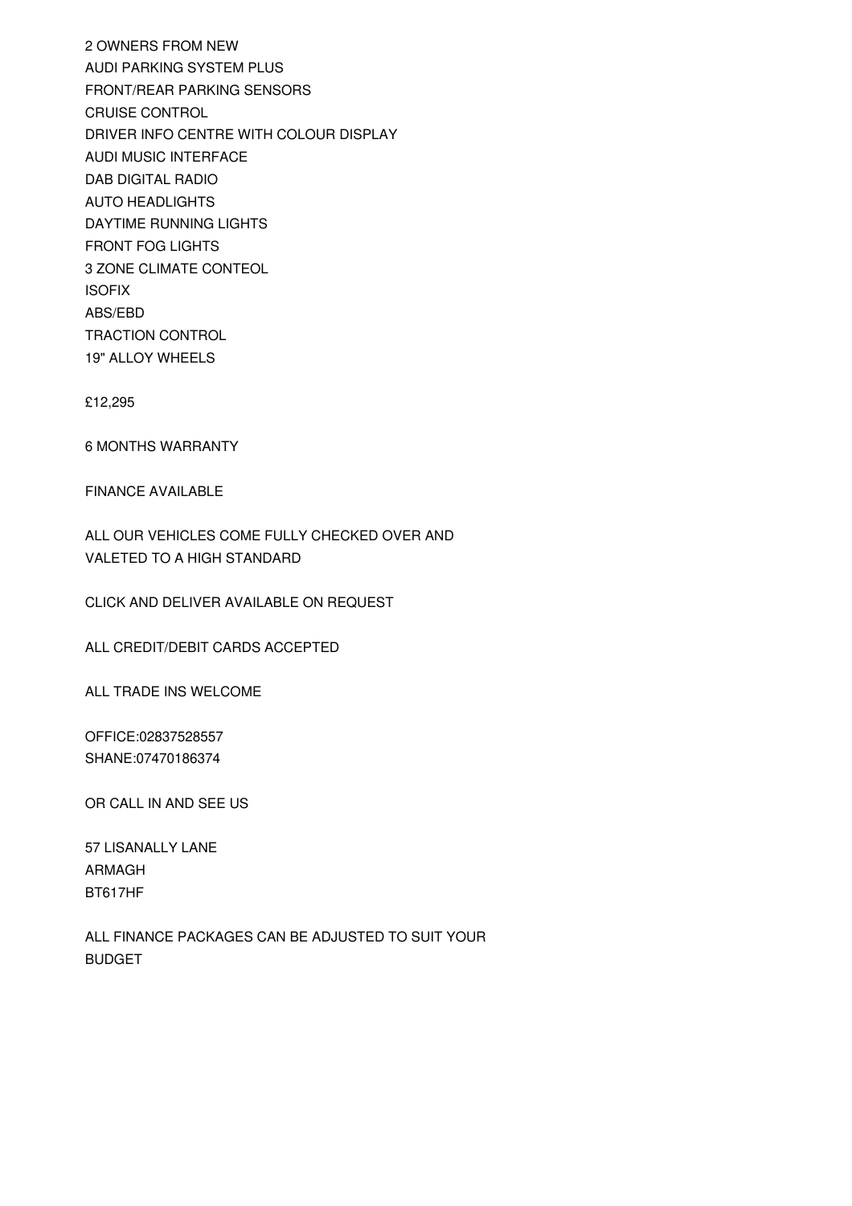2 OWNERS FROM NEW
AUDI PARKING SYSTEM PLUS
FRONT/REAR PARKING SENSORS
CRUISE CONTROL
DRIVER INFO CENTRE WITH COLOUR DISPLAY
AUDI MUSIC INTERFACE
DAB DIGITAL RADIO
AUTO HEADLIGHTS
DAYTIME RUNNING LIGHTS
FRONT FOG LIGHTS
3 ZONE CLIMATE CONTEOL
ISOFIX
ABS/EBD
TRACTION CONTROL
19" ALLOY WHEELS

£12,295

6 MONTHS WARRANTY

FINANCE AVAILABLE

ALL OUR VEHICLES COME FULLY CHECKED OVER AND VALETED TO A HIGH STANDARD

CLICK AND DELIVER AVAILABLE ON REQUEST

ALL CREDIT/DEBIT CARDS ACCEPTED

ALL TRADE INS WELCOME

OFFICE:02837528557
SHANE:07470186374

OR CALL IN AND SEE US

57 LISANALLY LANE
ARMAGH
BT617HF

ALL FINANCE PACKAGES CAN BE ADJUSTED TO SUIT YOUR BUDGET